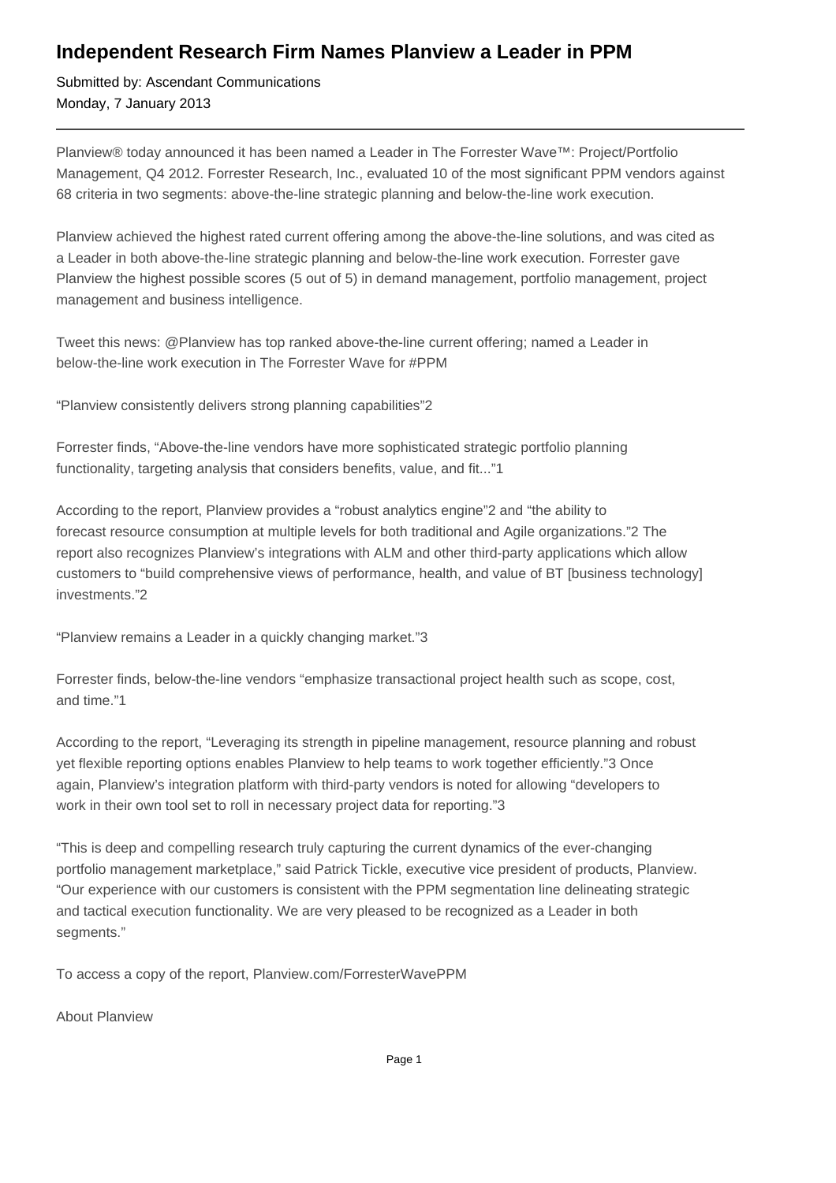# Independent Research Firm Names Planview a Leader in PPM

Submitted by: Ascendant Communications
Monday, 7 January 2013

---

Planview® today announced it has been named a Leader in The Forrester Wave™: Project/Portfolio Management, Q4 2012. Forrester Research, Inc., evaluated 10 of the most significant PPM vendors against 68 criteria in two segments: above-the-line strategic planning and below-the-line work execution.

Planview achieved the highest rated current offering among the above-the-line solutions, and was cited as a Leader in both above-the-line strategic planning and below-the-line work execution. Forrester gave Planview the highest possible scores (5 out of 5) in demand management, portfolio management, project management and business intelligence.

Tweet this news: @Planview has top ranked above-the-line current offering; named a Leader in below-the-line work execution in The Forrester Wave for #PPM

"Planview consistently delivers strong planning capabilities"[2]

Forrester finds, "Above-the-line vendors have more sophisticated strategic portfolio planning functionality, targeting analysis that considers benefits, value, and fit..."[1]

According to the report, Planview provides a "robust analytics engine"[2] and "the ability to forecast resource consumption at multiple levels for both traditional and Agile organizations."[2] The report also recognizes Planview's integrations with ALM and other third-party applications which allow customers to "build comprehensive views of performance, health, and value of BT [business technology] investments."[2]

"Planview remains a Leader in a quickly changing market."[3]

Forrester finds, below-the-line vendors "emphasize transactional project health such as scope, cost, and time."[1]

According to the report, "Leveraging its strength in pipeline management, resource planning and robust yet flexible reporting options enables Planview to help teams to work together efficiently."[3] Once again, Planview's integration platform with third-party vendors is noted for allowing "developers to work in their own tool set to roll in necessary project data for reporting."[3]

"This is deep and compelling research truly capturing the current dynamics of the ever-changing portfolio management marketplace," said Patrick Tickle, executive vice president of products, Planview. "Our experience with our customers is consistent with the PPM segmentation line delineating strategic and tactical execution functionality. We are very pleased to be recognized as a Leader in both segments."

To access a copy of the report, Planview.com/ForresterWavePPM

About Planview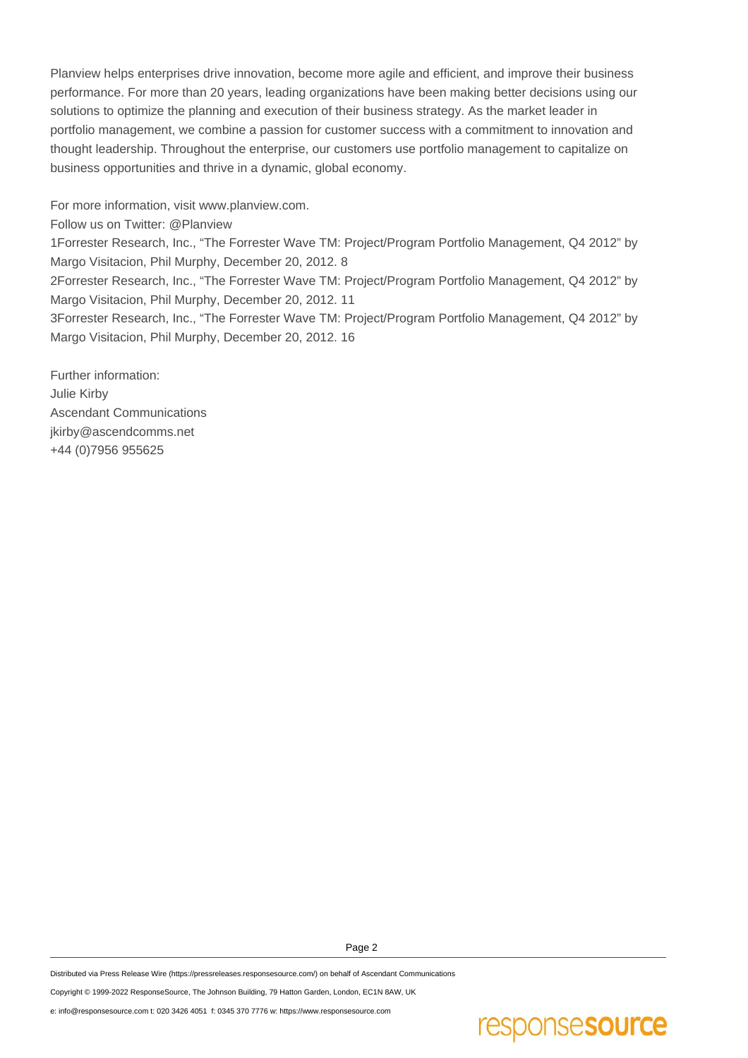Planview helps enterprises drive innovation, become more agile and efficient, and improve their business performance. For more than 20 years, leading organizations have been making better decisions using our solutions to optimize the planning and execution of their business strategy. As the market leader in portfolio management, we combine a passion for customer success with a commitment to innovation and thought leadership. Throughout the enterprise, our customers use portfolio management to capitalize on business opportunities and thrive in a dynamic, global economy.

For more information, visit www.planview.com.

Follow us on Twitter: @Planview

1Forrester Research, Inc., "The Forrester Wave TM: Project/Program Portfolio Management, Q4 2012" by Margo Visitacion, Phil Murphy, December 20, 2012. 8

2Forrester Research, Inc., "The Forrester Wave TM: Project/Program Portfolio Management, Q4 2012" by Margo Visitacion, Phil Murphy, December 20, 2012. 11

3Forrester Research, Inc., "The Forrester Wave TM: Project/Program Portfolio Management, Q4 2012" by Margo Visitacion, Phil Murphy, December 20, 2012. 16

Further information:
Julie Kirby
Ascendant Communications
jkirby@ascendcomms.net
+44 (0)7956 955625

Distributed via Press Release Wire (https://pressreleases.responsesource.com/) on behalf of Ascendant Communications

Copyright © 1999-2022 ResponseSource, The Johnson Building, 79 Hatton Garden, London, EC1N 8AW, UK

e: info@responsesource.com t: 020 3426 4051 f: 0345 370 7776 w: https://www.responsesource.com

responsesource